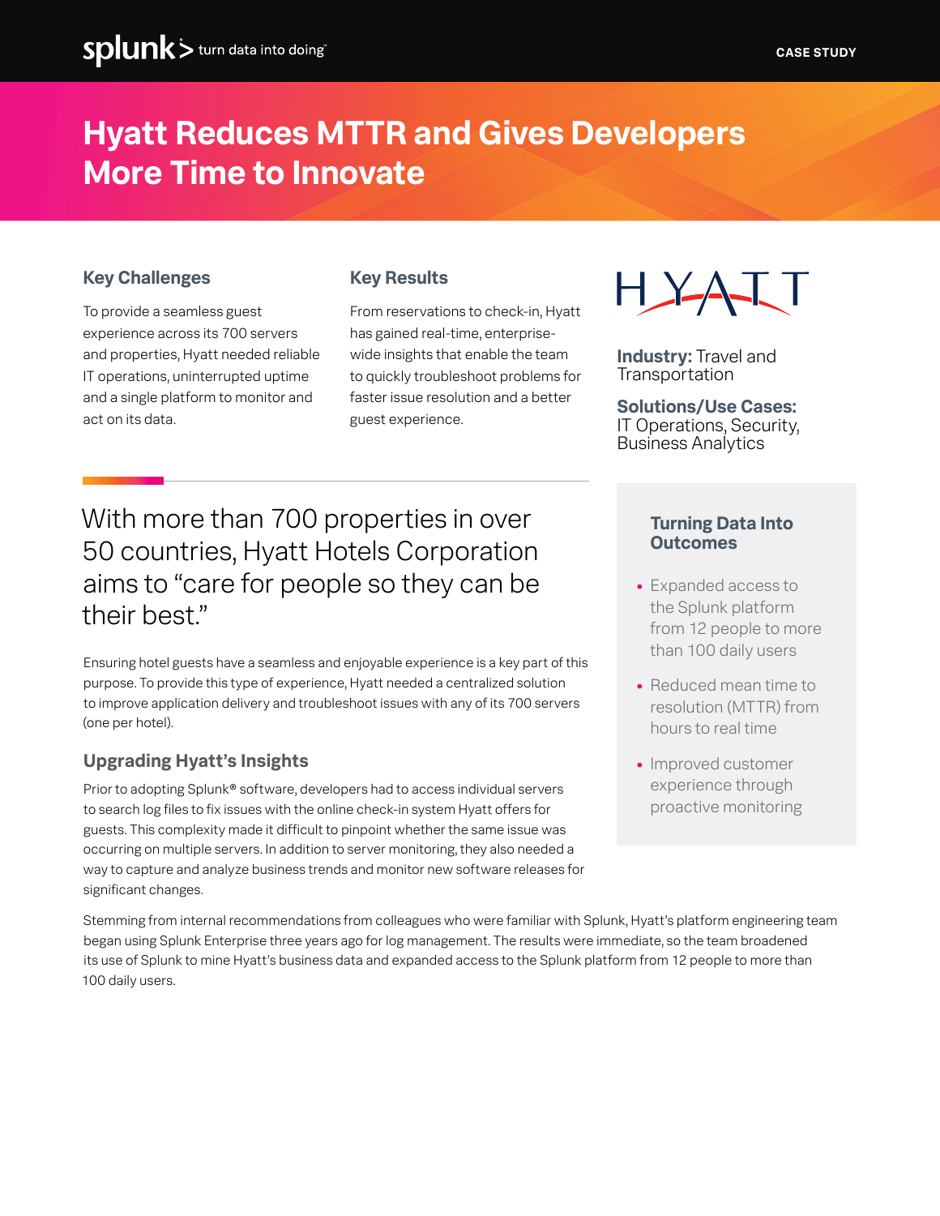CASE STUDY

# Hyatt Reduces MTTR and Gives Developers More Time to Innovate

### Key Challenges

To provide a seamless guest experience across its 700 servers and properties, Hyatt needed reliable IT operations, uninterrupted uptime and a single platform to monitor and act on its data.

### Key Results

From reservations to check-in, Hyatt has gained real-time, enterprise-wide insights that enable the team to quickly troubleshoot problems for faster issue resolution and a better guest experience.

**Industry:** Travel and Transportation

**Solutions/Use Cases:** IT Operations, Security, Business Analytics

### Turning Data Into Outcomes

- Expanded access to the Splunk platform from 12 people to more than 100 daily users
- Reduced mean time to resolution (MTTR) from hours to real time
- Improved customer experience through proactive monitoring

## With more than 700 properties in over 50 countries, Hyatt Hotels Corporation aims to "care for people so they can be their best."

Ensuring hotel guests have a seamless and enjoyable experience is a key part of this purpose. To provide this type of experience, Hyatt needed a centralized solution to improve application delivery and troubleshoot issues with any of its 700 servers (one per hotel).

### Upgrading Hyatt's Insights

Prior to adopting Splunk® software, developers had to access individual servers to search log files to fix issues with the online check-in system Hyatt offers for guests. This complexity made it difficult to pinpoint whether the same issue was occurring on multiple servers. In addition to server monitoring, they also needed a way to capture and analyze business trends and monitor new software releases for significant changes.

Stemming from internal recommendations from colleagues who were familiar with Splunk, Hyatt's platform engineering team began using Splunk Enterprise three years ago for log management. The results were immediate, so the team broadened its use of Splunk to mine Hyatt's business data and expanded access to the Splunk platform from 12 people to more than 100 daily users.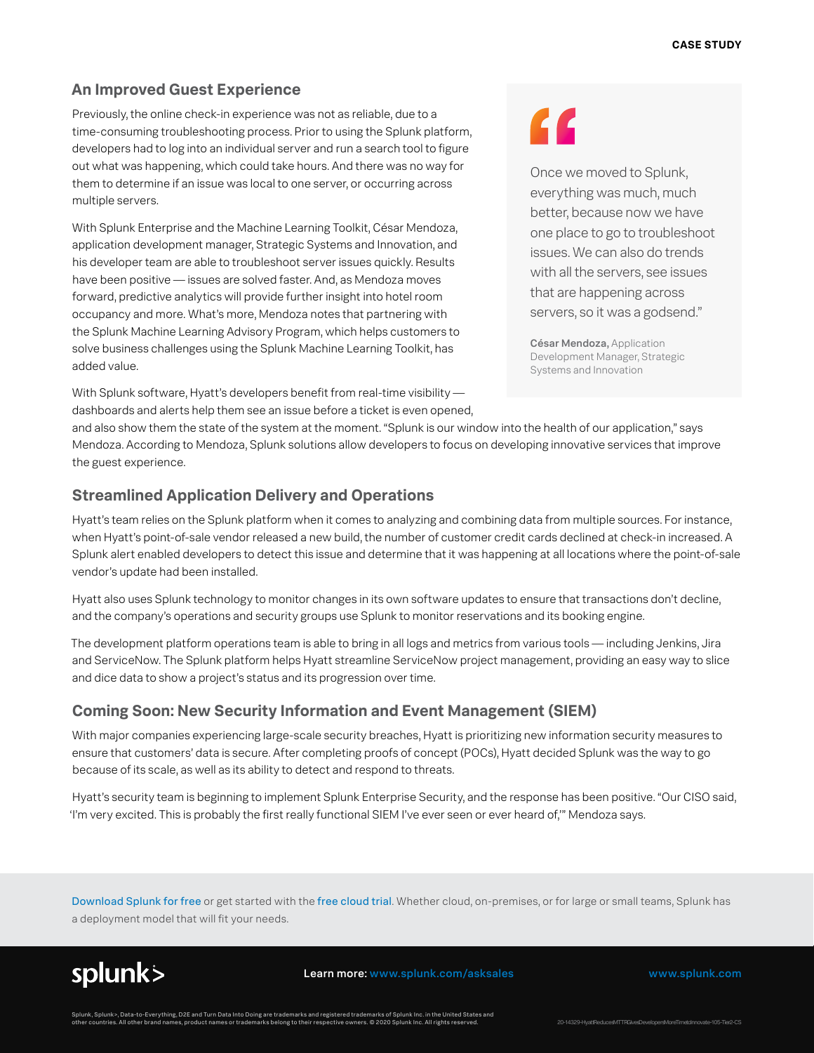## An Improved Guest Experience

Previously, the online check-in experience was not as reliable, due to a time-consuming troubleshooting process. Prior to using the Splunk platform, developers had to log into an individual server and run a search tool to figure out what was happening, which could take hours. And there was no way for them to determine if an issue was local to one server, or occurring across multiple servers.

With Splunk Enterprise and the Machine Learning Toolkit, César Mendoza, application development manager, Strategic Systems and Innovation, and his developer team are able to troubleshoot server issues quickly. Results have been positive — issues are solved faster. And, as Mendoza moves forward, predictive analytics will provide further insight into hotel room occupancy and more. What's more, Mendoza notes that partnering with the Splunk Machine Learning Advisory Program, which helps customers to solve business challenges using the Splunk Machine Learning Toolkit, has added value.

> Once we moved to Splunk, everything was much, much better, because now we have one place to go to troubleshoot issues. We can also do trends with all the servers, see issues that are happening across servers, so it was a godsend."
>
> **César Mendoza,** Application Development Manager, Strategic Systems and Innovation

With Splunk software, Hyatt's developers benefit from real-time visibility — dashboards and alerts help them see an issue before a ticket is even opened, and also show them the state of the system at the moment. "Splunk is our window into the health of our application," says Mendoza. According to Mendoza, Splunk solutions allow developers to focus on developing innovative services that improve the guest experience.

## Streamlined Application Delivery and Operations

Hyatt's team relies on the Splunk platform when it comes to analyzing and combining data from multiple sources. For instance, when Hyatt's point-of-sale vendor released a new build, the number of customer credit cards declined at check-in increased. A Splunk alert enabled developers to detect this issue and determine that it was happening at all locations where the point-of-sale vendor's update had been installed.

Hyatt also uses Splunk technology to monitor changes in its own software updates to ensure that transactions don't decline, and the company's operations and security groups use Splunk to monitor reservations and its booking engine.

The development platform operations team is able to bring in all logs and metrics from various tools — including Jenkins, Jira and ServiceNow. The Splunk platform helps Hyatt streamline ServiceNow project management, providing an easy way to slice and dice data to show a project's status and its progression over time.

## Coming Soon: New Security Information and Event Management (SIEM)

With major companies experiencing large-scale security breaches, Hyatt is prioritizing new information security measures to ensure that customers' data is secure. After completing proofs of concept (POCs), Hyatt decided Splunk was the way to go because of its scale, as well as its ability to detect and respond to threats.

Hyatt's security team is beginning to implement Splunk Enterprise Security, and the response has been positive. "Our CISO said, 'I'm very excited. This is probably the first really functional SIEM I've ever seen or ever heard of,'" Mendoza says.

Download Splunk for free or get started with the free cloud trial. Whether cloud, on-premises, or for large or small teams, Splunk has a deployment model that will fit your needs.

splunk>

**Learn more:** www.splunk.com/asksales

www.splunk.com

Splunk, Splunk>, Data-to-Everything, D2E and Turn Data Into Doing are trademarks and registered trademarks of Splunk Inc. in the United States and other countries. All other brand names, product names or trademarks belong to their respective owners. © 2020 Splunk Inc. All rights reserved.

20-14329-HyattReducesMTTRGivesDevelopersMoreTimetoInnovate-105-Tier2-CS